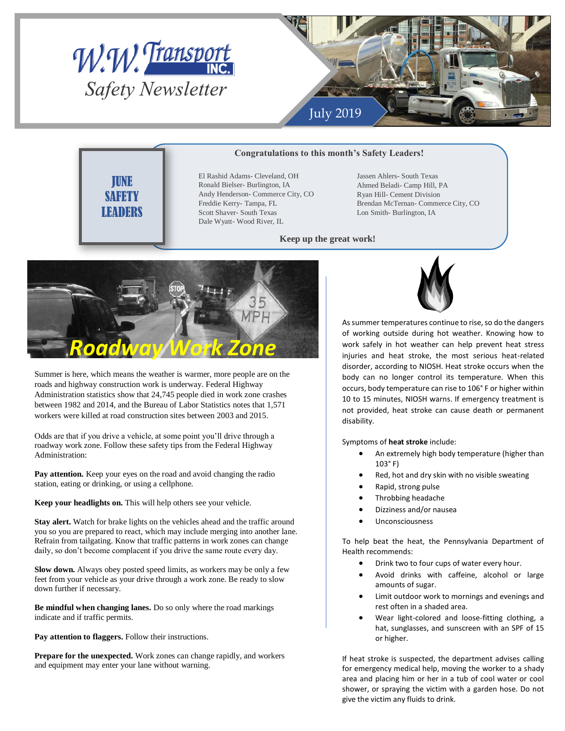# W.W. Transport INC.

## Safety Newsletter

July 2019

## JUNE SAFETY LEADERS

**Congratulations to this month's Safety Leaders!**

El Rashid Adams- Cleveland, OH
Ronald Bielser- Burlington, IA
Andy Henderson- Commerce City, CO
Freddie Kerry- Tampa, FL
Scott Shaver- South Texas
Dale Wyatt- Wood River, IL
Jassen Ahlers- South Texas
Ahmed Beladi- Camp Hill, PA
Ryan Hill- Cement Division
Brendan McTernan- Commerce City, CO
Lon Smith- Burlington, IA

**Keep up the great work!**

## Roadway Work Zone

Summer is here, which means the weather is warmer, more people are on the roads and highway construction work is underway. Federal Highway Administration statistics show that 24,745 people died in work zone crashes between 1982 and 2014, and the Bureau of Labor Statistics notes that 1,571 workers were killed at road construction sites between 2003 and 2015.

Odds are that if you drive a vehicle, at some point you'll drive through a roadway work zone. Follow these safety tips from the Federal Highway Administration:

**Pay attention.** Keep your eyes on the road and avoid changing the radio station, eating or drinking, or using a cellphone.

**Keep your headlights on.** This will help others see your vehicle.

**Stay alert.** Watch for brake lights on the vehicles ahead and the traffic around you so you are prepared to react, which may include merging into another lane. Refrain from tailgating. Know that traffic patterns in work zones can change daily, so don't become complacent if you drive the same route every day.

**Slow down.** Always obey posted speed limits, as workers may be only a few feet from your vehicle as your drive through a work zone. Be ready to slow down further if necessary.

**Be mindful when changing lanes.** Do so only where the road markings indicate and if traffic permits.

**Pay attention to flaggers.** Follow their instructions.

**Prepare for the unexpected.** Work zones can change rapidly, and workers and equipment may enter your lane without warning.

As summer temperatures continue to rise, so do the dangers of working outside during hot weather. Knowing how to work safely in hot weather can help prevent heat stress injuries and heat stroke, the most serious heat-related disorder, according to NIOSH. Heat stroke occurs when the body can no longer control its temperature. When this occurs, body temperature can rise to 106˚ F or higher within 10 to 15 minutes, NIOSH warns. If emergency treatment is not provided, heat stroke can cause death or permanent disability.

Symptoms of **heat stroke** include:

- An extremely high body temperature (higher than 103˚ F)
- Red, hot and dry skin with no visible sweating
- Rapid, strong pulse
- Throbbing headache
- Dizziness and/or nausea
- Unconsciousness

To help beat the heat, the Pennsylvania Department of Health recommends:

- Drink two to four cups of water every hour.
- Avoid drinks with caffeine, alcohol or large amounts of sugar.
- Limit outdoor work to mornings and evenings and rest often in a shaded area.
- Wear light-colored and loose-fitting clothing, a hat, sunglasses, and sunscreen with an SPF of 15 or higher.

If heat stroke is suspected, the department advises calling for emergency medical help, moving the worker to a shady area and placing him or her in a tub of cool water or cool shower, or spraying the victim with a garden hose. Do not give the victim any fluids to drink.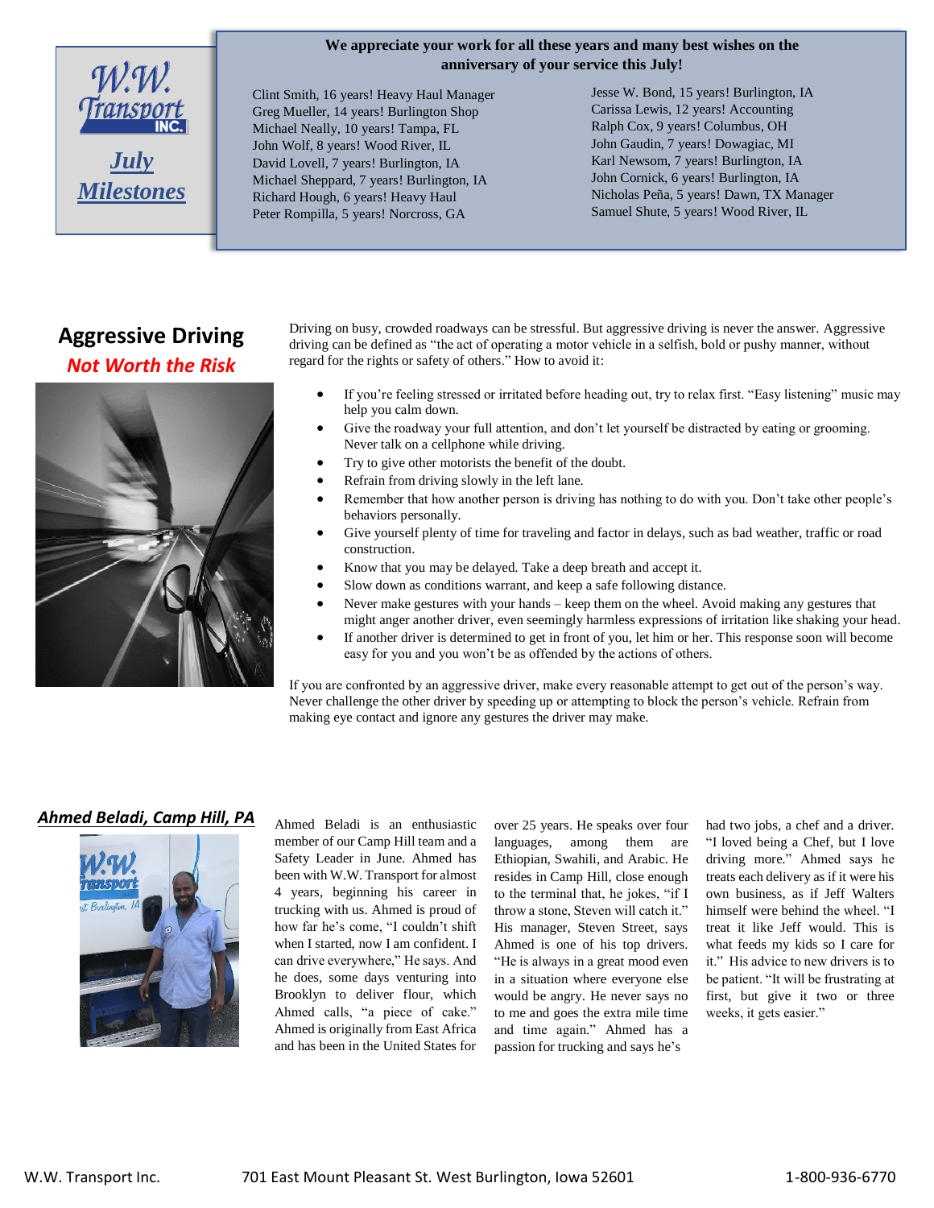W.W. Transport INC.

## *July Milestones*

**We appreciate your work for all these years and many best wishes on the anniversary of your service this July!**

Clint Smith, 16 years! Heavy Haul Manager
Greg Mueller, 14 years! Burlington Shop
Michael Neally, 10 years! Tampa, FL
John Wolf, 8 years! Wood River, IL
David Lovell, 7 years! Burlington, IA
Michael Sheppard, 7 years! Burlington, IA
Richard Hough, 6 years! Heavy Haul
Peter Rompilla, 5 years! Norcross, GA

Jesse W. Bond, 15 years! Burlington, IA
Carissa Lewis, 12 years! Accounting
Ralph Cox, 9 years! Columbus, OH
John Gaudin, 7 years! Dowagiac, MI
Karl Newsom, 7 years! Burlington, IA
John Cornick, 6 years! Burlington, IA
Nicholas Peña, 5 years! Dawn, TX Manager
Samuel Shute, 5 years! Wood River, IL

## Aggressive Driving

### *Not Worth the Risk*

Driving on busy, crowded roadways can be stressful. But aggressive driving is never the answer. Aggressive driving can be defined as "the act of operating a motor vehicle in a selfish, bold or pushy manner, without regard for the rights or safety of others." How to avoid it:

- If you're feeling stressed or irritated before heading out, try to relax first. "Easy listening" music may help you calm down.
- Give the roadway your full attention, and don't let yourself be distracted by eating or grooming. Never talk on a cellphone while driving.
- Try to give other motorists the benefit of the doubt.
- Refrain from driving slowly in the left lane.
- Remember that how another person is driving has nothing to do with you. Don't take other people's behaviors personally.
- Give yourself plenty of time for traveling and factor in delays, such as bad weather, traffic or road construction.
- Know that you may be delayed. Take a deep breath and accept it.
- Slow down as conditions warrant, and keep a safe following distance.
- Never make gestures with your hands – keep them on the wheel. Avoid making any gestures that might anger another driver, even seemingly harmless expressions of irritation like shaking your head.
- If another driver is determined to get in front of you, let him or her. This response soon will become easy for you and you won't be as offended by the actions of others.

If you are confronted by an aggressive driver, make every reasonable attempt to get out of the person's way. Never challenge the other driver by speeding up or attempting to block the person's vehicle. Refrain from making eye contact and ignore any gestures the driver may make.

## *Ahmed Beladi, Camp Hill, PA*

Ahmed Beladi is an enthusiastic member of our Camp Hill team and a Safety Leader in June. Ahmed has been with W.W. Transport for almost 4 years, beginning his career in trucking with us. Ahmed is proud of how far he's come, "I couldn't shift when I started, now I am confident. I can drive everywhere," He says. And he does, some days venturing into Brooklyn to deliver flour, which Ahmed calls, "a piece of cake." Ahmed is originally from East Africa and has been in the United States for over 25 years. He speaks over four languages, among them are Ethiopian, Swahili, and Arabic. He resides in Camp Hill, close enough to the terminal that, he jokes, "if I throw a stone, Steven will catch it." His manager, Steven Street, says Ahmed is one of his top drivers. "He is always in a great mood even in a situation where everyone else would be angry. He never says no to me and goes the extra mile time and time again." Ahmed has a passion for trucking and says he's had two jobs, a chef and a driver. "I loved being a Chef, but I love driving more." Ahmed says he treats each delivery as if it were his own business, as if Jeff Walters himself were behind the wheel. "I treat it like Jeff would. This is what feeds my kids so I care for it." His advice to new drivers is to be patient. "It will be frustrating at first, but give it two or three weeks, it gets easier."